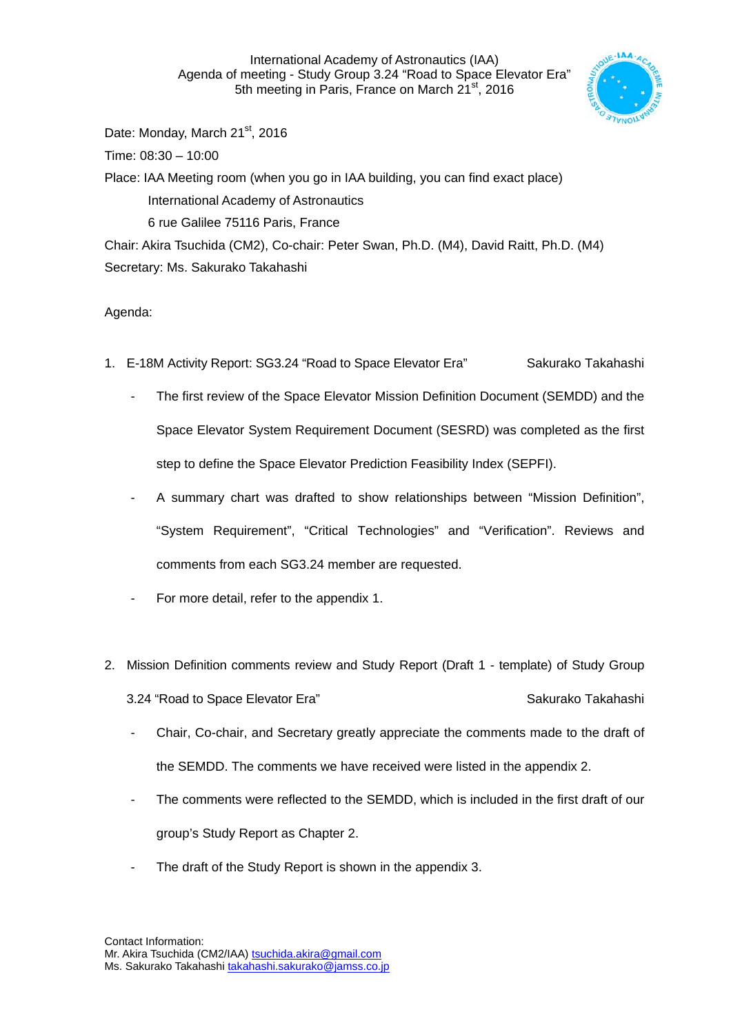International Academy of Astronautics (IAA)
Agenda of meeting - Study Group 3.24 "Road to Space Elevator Era"
5th meeting in Paris, France on March 21st, 2016

Date: Monday, March 21st, 2016

Time: 08:30 – 10:00

Place: IAA Meeting room (when you go in IAA building, you can find exact place)

International Academy of Astronautics

6 rue Galilee 75116 Paris, France

Chair: Akira Tsuchida (CM2), Co-chair: Peter Swan, Ph.D. (M4), David Raitt, Ph.D. (M4)

Secretary: Ms. Sakurako Takahashi

Agenda:

1. E-18M Activity Report: SG3.24 "Road to Space Elevator Era" — Sakurako Takahashi
   - The first review of the Space Elevator Mission Definition Document (SEMDD) and the Space Elevator System Requirement Document (SESRD) was completed as the first step to define the Space Elevator Prediction Feasibility Index (SEPFI).
   - A summary chart was drafted to show relationships between "Mission Definition", "System Requirement", "Critical Technologies" and "Verification". Reviews and comments from each SG3.24 member are requested.
   - For more detail, refer to the appendix 1.

2. Mission Definition comments review and Study Report (Draft 1 - template) of Study Group 3.24 "Road to Space Elevator Era" — Sakurako Takahashi
   - Chair, Co-chair, and Secretary greatly appreciate the comments made to the draft of the SEMDD. The comments we have received were listed in the appendix 2.
   - The comments were reflected to the SEMDD, which is included in the first draft of our group's Study Report as Chapter 2.
   - The draft of the Study Report is shown in the appendix 3.

Contact Information:
Mr. Akira Tsuchida (CM2/IAA) tsuchida.akira@gmail.com
Ms. Sakurako Takahashi takahashi.sakurako@jamss.co.jp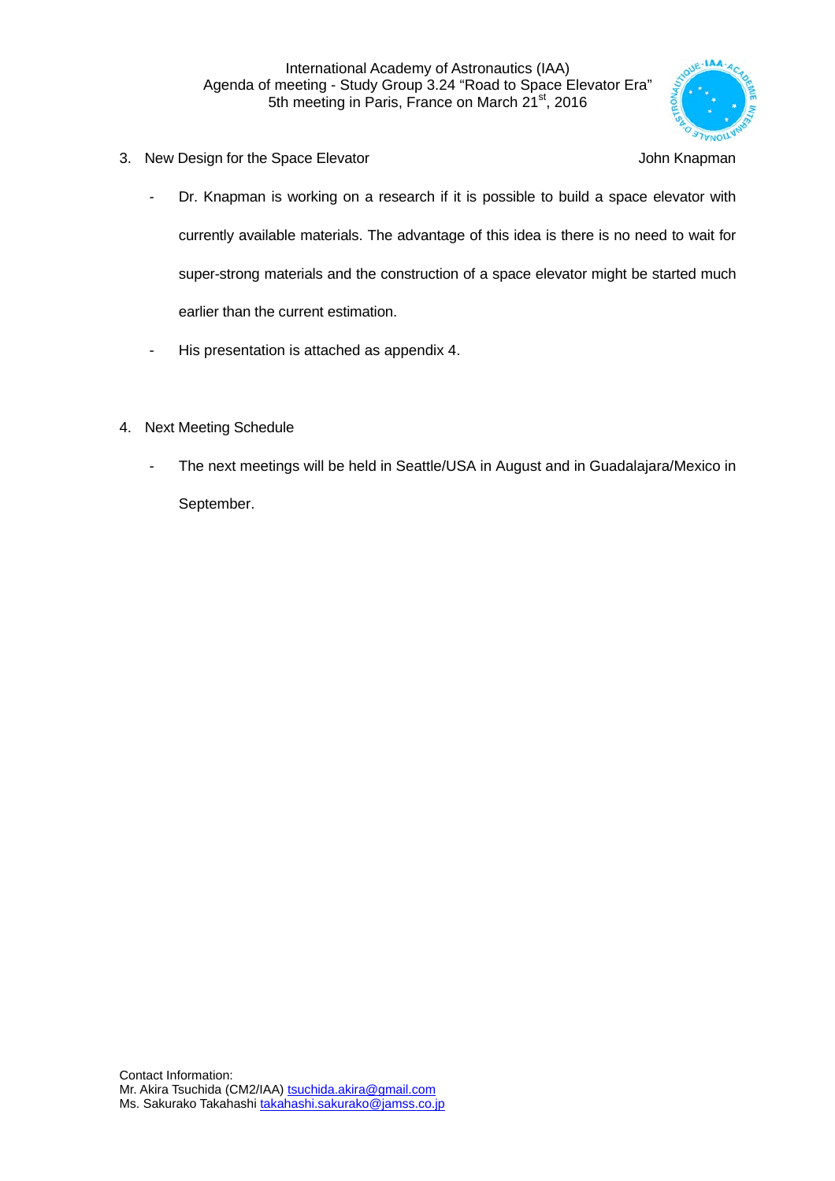3. New Design for the Space Elevator — John Knapman

   - Dr. Knapman is working on a research if it is possible to build a space elevator with currently available materials. The advantage of this idea is there is no need to wait for super-strong materials and the construction of a space elevator might be started much earlier than the current estimation.
   - His presentation is attached as appendix 4.

4. Next Meeting Schedule

   - The next meetings will be held in Seattle/USA in August and in Guadalajara/Mexico in September.

Contact Information:
Mr. Akira Tsuchida (CM2/IAA) tsuchida.akira@gmail.com
Ms. Sakurako Takahashi takahashi.sakurako@jamss.co.jp